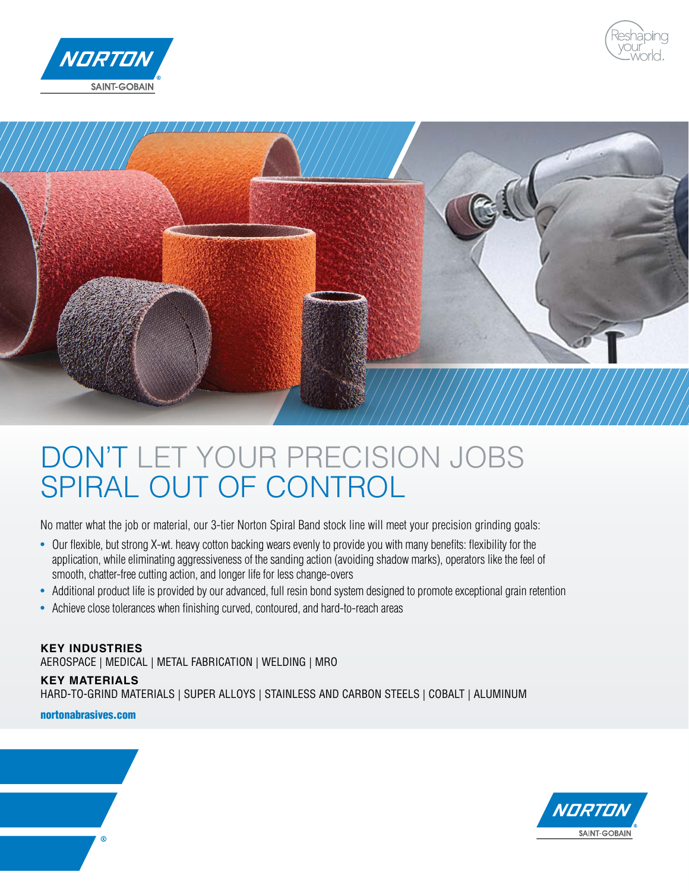# DON'T LET YOUR PRECISION JOBS SPIRAL OUT OF CONTROL

No matter what the job or material, our 3-tier Norton Spiral Band stock line will meet your precision grinding goals:

- Our flexible, but strong X-wt. heavy cotton backing wears evenly to provide you with many benefits: flexibility for the application, while eliminating aggressiveness of the sanding action (avoiding shadow marks), operators like the feel of smooth, chatter-free cutting action, and longer life for less change-overs
- Additional product life is provided by our advanced, full resin bond system designed to promote exceptional grain retention
- Achieve close tolerances when finishing curved, contoured, and hard-to-reach areas

**KEY INDUSTRIES**

AEROSPACE | MEDICAL | METAL FABRICATION | WELDING | MRO

**KEY MATERIALS**

HARD-TO-GRIND MATERIALS | SUPER ALLOYS | STAINLESS AND CARBON STEELS | COBALT | ALUMINUM

**nortonabrasives.com**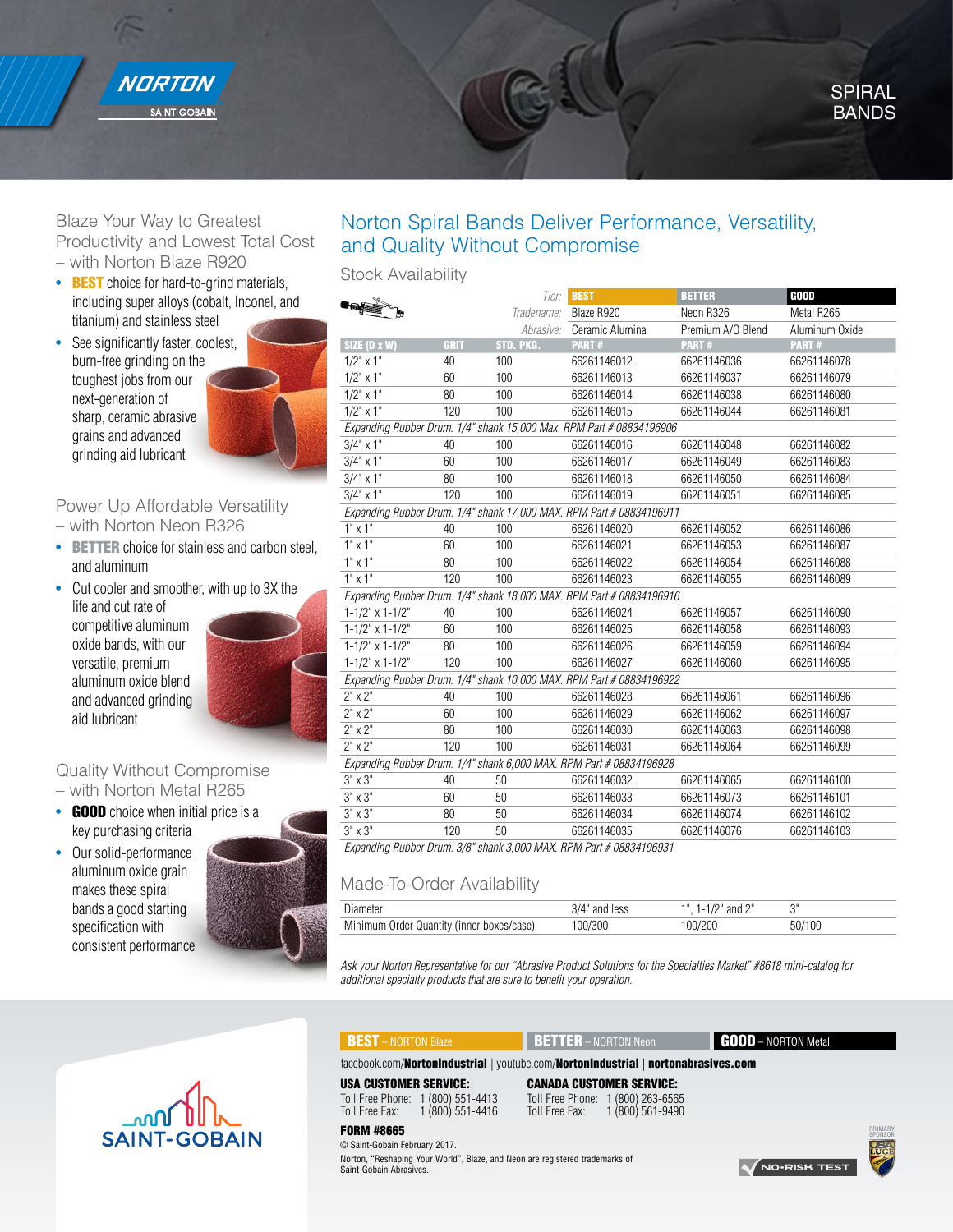SPIRAL BANDS

## Blaze Your Way to Greatest Productivity and Lowest Total Cost – with Norton Blaze R920

- **BEST** choice for hard-to-grind materials, including super alloys (cobalt, Inconel, and titanium) and stainless steel
- See significantly faster, coolest, burn-free grinding on the toughest jobs from our next-generation of sharp, ceramic abrasive grains and advanced grinding aid lubricant

## Power Up Affordable Versatility – with Norton Neon R326

- **BETTER** choice for stainless and carbon steel, and aluminum
- Cut cooler and smoother, with up to 3X the life and cut rate of competitive aluminum oxide bands, with our versatile, premium aluminum oxide blend and advanced grinding aid lubricant

## Quality Without Compromise – with Norton Metal R265

- **GOOD** choice when initial price is a key purchasing criteria
- Our solid-performance aluminum oxide grain makes these spiral bands a good starting specification with consistent performance

# Norton Spiral Bands Deliver Performance, Versatility, and Quality Without Compromise

## Stock Availability

| | | *Tier:* | BEST | BETTER | GOOD |
|---|---|---|---|---|---|
| | | *Tradename:* | Blaze R920 | Neon R326 | Metal R265 |
| | | *Abrasive:* | Ceramic Alumina | Premium A/O Blend | Aluminum Oxide |
| **SIZE (D x W)** | **GRIT** | **STD. PKG.** | **PART #** | **PART #** | **PART #** |
| 1/2" x 1" | 40 | 100 | 66261146012 | 66261146036 | 66261146078 |
| 1/2" x 1" | 60 | 100 | 66261146013 | 66261146037 | 66261146079 |
| 1/2" x 1" | 80 | 100 | 66261146014 | 66261146038 | 66261146080 |
| 1/2" x 1" | 120 | 100 | 66261146015 | 66261146044 | 66261146081 |
| *Expanding Rubber Drum: 1/4" shank 15,000 Max. RPM Part # 08834196906* | | | | | |
| 3/4" x 1" | 40 | 100 | 66261146016 | 66261146048 | 66261146082 |
| 3/4" x 1" | 60 | 100 | 66261146017 | 66261146049 | 66261146083 |
| 3/4" x 1" | 80 | 100 | 66261146018 | 66261146050 | 66261146084 |
| 3/4" x 1" | 120 | 100 | 66261146019 | 66261146051 | 66261146085 |
| *Expanding Rubber Drum: 1/4" shank 17,000 MAX. RPM Part # 08834196911* | | | | | |
| 1" x 1" | 40 | 100 | 66261146020 | 66261146052 | 66261146086 |
| 1" x 1" | 60 | 100 | 66261146021 | 66261146053 | 66261146087 |
| 1" x 1" | 80 | 100 | 66261146022 | 66261146054 | 66261146088 |
| 1" x 1" | 120 | 100 | 66261146023 | 66261146055 | 66261146089 |
| *Expanding Rubber Drum: 1/4" shank 18,000 MAX. RPM Part # 08834196916* | | | | | |
| 1-1/2" x 1-1/2" | 40 | 100 | 66261146024 | 66261146057 | 66261146090 |
| 1-1/2" x 1-1/2" | 60 | 100 | 66261146025 | 66261146058 | 66261146093 |
| 1-1/2" x 1-1/2" | 80 | 100 | 66261146026 | 66261146059 | 66261146094 |
| 1-1/2" x 1-1/2" | 120 | 100 | 66261146027 | 66261146060 | 66261146095 |
| *Expanding Rubber Drum: 1/4" shank 10,000 MAX. RPM Part # 08834196922* | | | | | |
| 2" x 2" | 40 | 100 | 66261146028 | 66261146061 | 66261146096 |
| 2" x 2" | 60 | 100 | 66261146029 | 66261146062 | 66261146097 |
| 2" x 2" | 80 | 100 | 66261146030 | 66261146063 | 66261146098 |
| 2" x 2" | 120 | 100 | 66261146031 | 66261146064 | 66261146099 |
| *Expanding Rubber Drum: 1/4" shank 6,000 MAX. RPM Part # 08834196928* | | | | | |
| 3" x 3" | 40 | 50 | 66261146032 | 66261146065 | 66261146100 |
| 3" x 3" | 60 | 50 | 66261146033 | 66261146073 | 66261146101 |
| 3" x 3" | 80 | 50 | 66261146034 | 66261146074 | 66261146102 |
| 3" x 3" | 120 | 50 | 66261146035 | 66261146076 | 66261146103 |
| *Expanding Rubber Drum: 3/8" shank 3,000 MAX. RPM Part # 08834196931* | | | | | |

## Made-To-Order Availability

| | | | |
|---|---|---|---|
| Diameter | 3/4" and less | 1", 1-1/2" and 2" | 3" |
| Minimum Order Quantity (inner boxes/case) | 100/300 | 100/200 | 50/100 |

*Ask your Norton Representative for our "Abrasive Product Solutions for the Specialties Market" #8618 mini-catalog for additional specialty products that are sure to benefit your operation.*

**BEST** – NORTON Blaze | **BETTER** – NORTON Neon | **GOOD** – NORTON Metal

facebook.com/**NortonIndustrial** | youtube.com/**NortonIndustrial** | **nortonabrasives.com**

**USA CUSTOMER SERVICE:**
Toll Free Phone: 1 (800) 551-4413
Toll Free Fax: 1 (800) 551-4416

**CANADA CUSTOMER SERVICE:**
Toll Free Phone: 1 (800) 263-6565
Toll Free Fax: 1 (800) 561-9490

**FORM #8665**

© Saint-Gobain February 2017.

Norton, "Reshaping Your World", Blaze, and Neon are registered trademarks of Saint-Gobain Abrasives.

NO-RISK TEST

PRIMARY SPONSOR